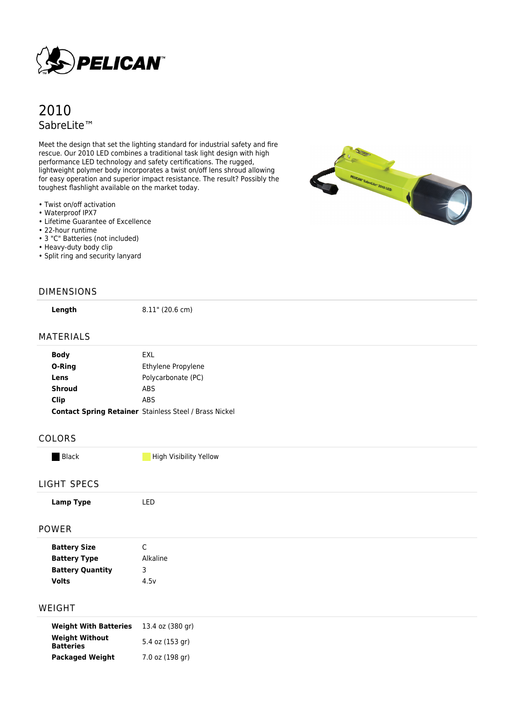# 2010

## SabreLite™

Meet the design that set the lighting standard for industrial safety and fire rescue. Our 2010 LED combines a traditional task light design with high performance LED technology and safety certifications. The rugged, lightweight polymer body incorporates a twist on/off lens shroud allowing for easy operation and superior impact resistance. The result? Possibly the toughest flashlight available on the market today.

- Twist on/off activation
- Waterproof IPX7
- Lifetime Guarantee of Excellence
- 22-hour runtime
- 3 "C" Batteries (not included)
- Heavy-duty body clip
- Split ring and security lanyard

## DIMENSIONS

| | |
|---|---|
| **Length** | 8.11" (20.6 cm) |

## MATERIALS

| | |
|---|---|
| **Body** | EXL |
| **O-Ring** | Ethylene Propylene |
| **Lens** | Polycarbonate (PC) |
| **Shroud** | ABS |
| **Clip** | ABS |
| **Contact Spring Retainer** | Stainless Steel / Brass Nickel |

## COLORS

| | |
|---|---|
| Black | High Visibility Yellow |

## LIGHT SPECS

| | |
|---|---|
| **Lamp Type** | LED |

## POWER

| | |
|---|---|
| **Battery Size** | C |
| **Battery Type** | Alkaline |
| **Battery Quantity** | 3 |
| **Volts** | 4.5v |

## WEIGHT

| | |
|---|---|
| **Weight With Batteries** | 13.4 oz (380 gr) |
| **Weight Without Batteries** | 5.4 oz (153 gr) |
| **Packaged Weight** | 7.0 oz (198 gr) |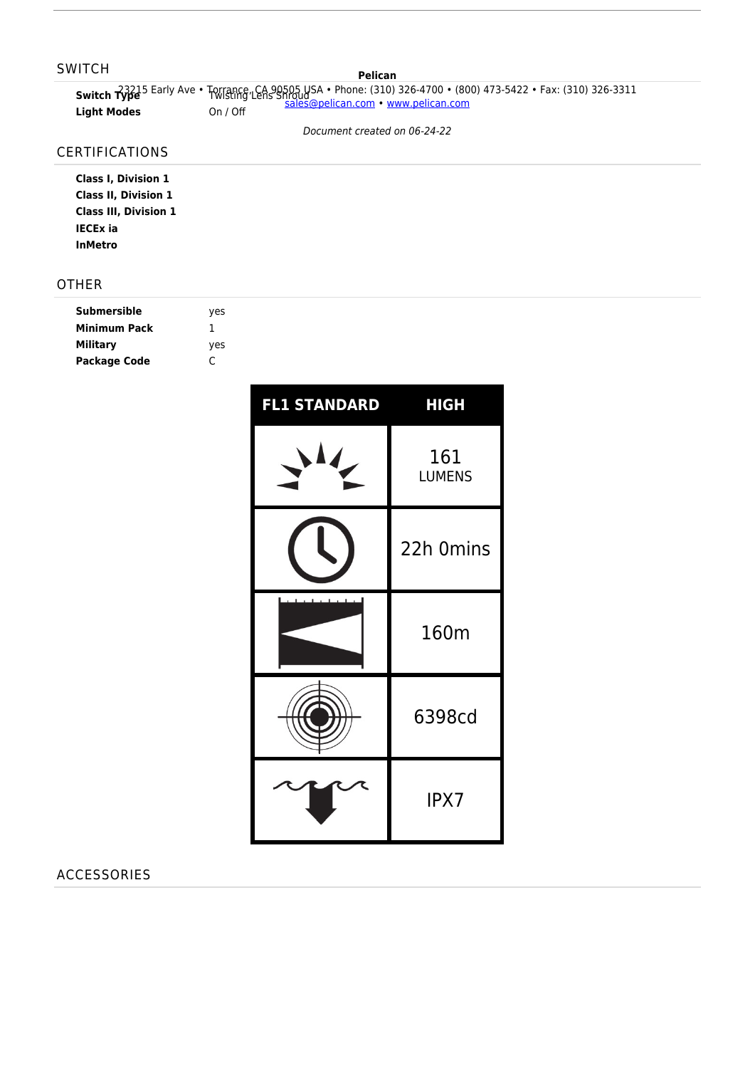## SWITCH

| | |
|---|---|
| **Switch Type** | Twisting Lens Shroud |
| **Light Modes** | On / Off |

## CERTIFICATIONS

**Class I, Division 1**
**Class II, Division 1**
**Class III, Division 1**
**IECEx ia**
**InMetro**

## OTHER

| | |
|---|---|
| **Submersible** | yes |
| **Minimum Pack** | 1 |
| **Military** | yes |
| **Package Code** | C |

| FL1 STANDARD | HIGH |
|---|---|
| | 161 LUMENS |
| | 22h 0mins |
| | 160m |
| | 6398cd |
| | IPX7 |

## ACCESSORIES